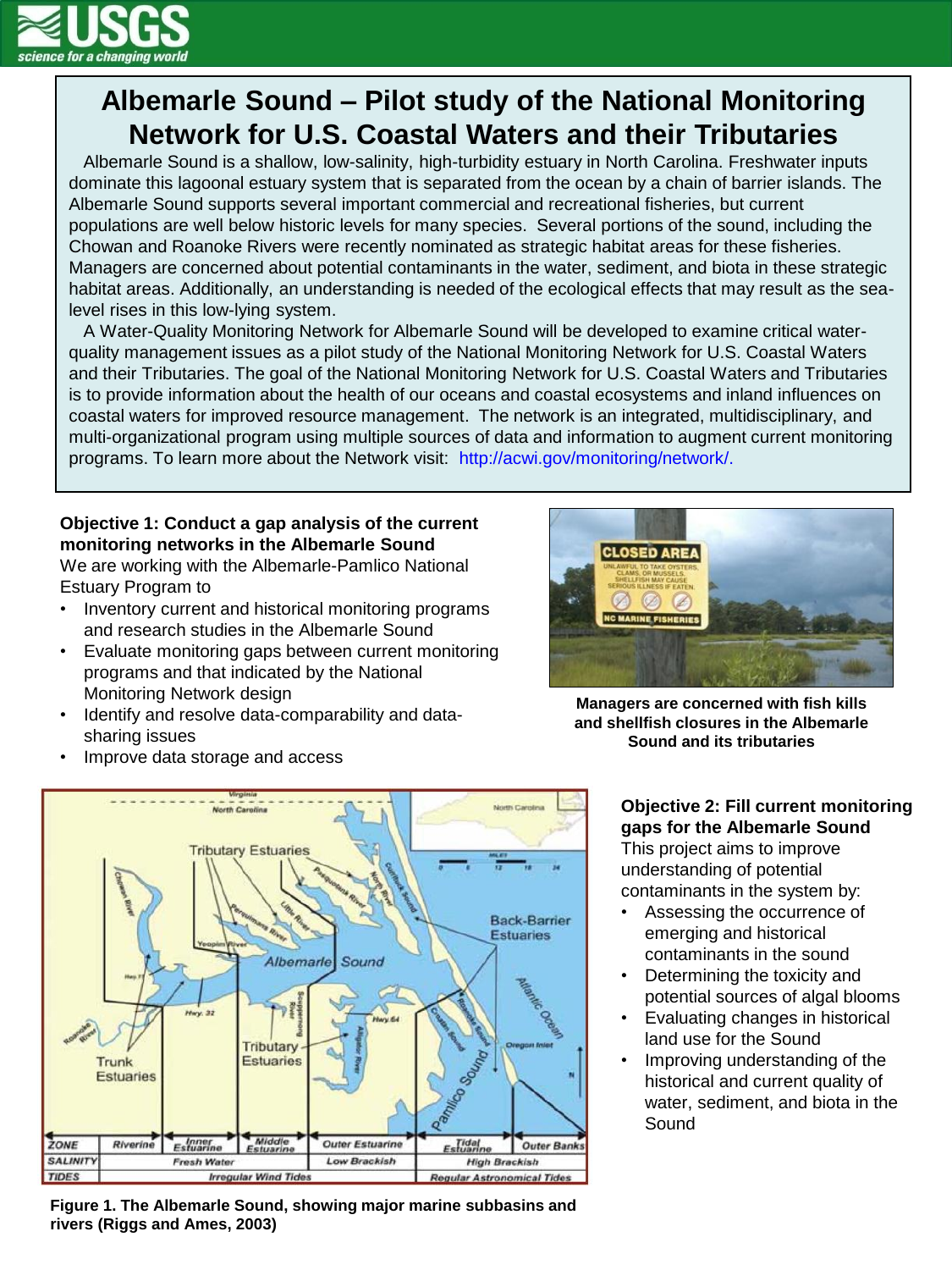# Albemarle Sound – Pilot study of the National Monitoring Network for U.S. Coastal Waters and their Tributaries

Albemarle Sound is a shallow, low-salinity, high-turbidity estuary in North Carolina. Freshwater inputs dominate this lagoonal estuary system that is separated from the ocean by a chain of barrier islands. The Albemarle Sound supports several important commercial and recreational fisheries, but current populations are well below historic levels for many species. Several portions of the sound, including the Chowan and Roanoke Rivers were recently nominated as strategic habitat areas for these fisheries. Managers are concerned about potential contaminants in the water, sediment, and biota in these strategic habitat areas. Additionally, an understanding is needed of the ecological effects that may result as the sea-level rises in this low-lying system.

A Water-Quality Monitoring Network for Albemarle Sound will be developed to examine critical water-quality management issues as a pilot study of the National Monitoring Network for U.S. Coastal Waters and their Tributaries. The goal of the National Monitoring Network for U.S. Coastal Waters and Tributaries is to provide information about the health of our oceans and coastal ecosystems and inland influences on coastal waters for improved resource management. The network is an integrated, multidisciplinary, and multi-organizational program using multiple sources of data and information to augment current monitoring programs. To learn more about the Network visit: http://acwi.gov/monitoring/network/.

**Objective 1: Conduct a gap analysis of the current monitoring networks in the Albemarle Sound**

We are working with the Albemarle-Pamlico National Estuary Program to

- Inventory current and historical monitoring programs and research studies in the Albemarle Sound
- Evaluate monitoring gaps between current monitoring programs and that indicated by the National Monitoring Network design
- Identify and resolve data-comparability and data-sharing issues
- Improve data storage and access

**Managers are concerned with fish kills and shellfish closures in the Albemarle Sound and its tributaries**

**Figure 1. The Albemarle Sound, showing major marine subbasins and rivers (Riggs and Ames, 2003)**

**Objective 2: Fill current monitoring gaps for the Albemarle Sound**

This project aims to improve understanding of potential contaminants in the system by:

- Assessing the occurrence of emerging and historical contaminants in the sound
- Determining the toxicity and potential sources of algal blooms
- Evaluating changes in historical land use for the Sound
- Improving understanding of the historical and current quality of water, sediment, and biota in the Sound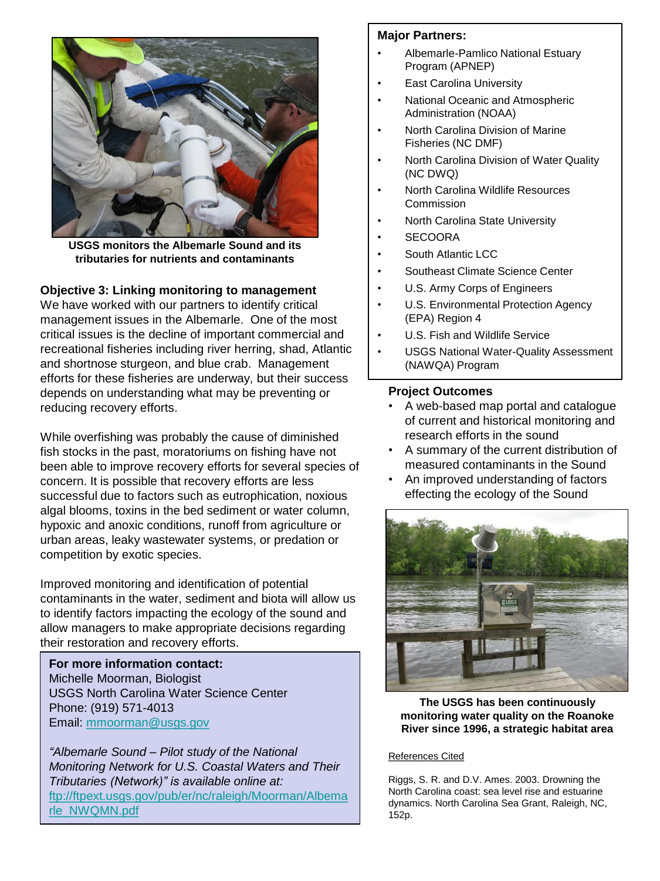USGS monitors the Albemarle Sound and its tributaries for nutrients and contaminants

### Objective 3: Linking monitoring to management

We have worked with our partners to identify critical management issues in the Albemarle. One of the most critical issues is the decline of important commercial and recreational fisheries including river herring, shad, Atlantic and shortnose sturgeon, and blue crab. Management efforts for these fisheries are underway, but their success depends on understanding what may be preventing or reducing recovery efforts.

While overfishing was probably the cause of diminished fish stocks in the past, moratoriums on fishing have not been able to improve recovery efforts for several species of concern. It is possible that recovery efforts are less successful due to factors such as eutrophication, noxious algal blooms, toxins in the bed sediment or water column, hypoxic and anoxic conditions, runoff from agriculture or urban areas, leaky wastewater systems, or predation or competition by exotic species.

Improved monitoring and identification of potential contaminants in the water, sediment and biota will allow us to identify factors impacting the ecology of the sound and allow managers to make appropriate decisions regarding their restoration and recovery efforts.

**For more information contact:**
Michelle Moorman, Biologist
USGS North Carolina Water Science Center
Phone: (919) 571-4013
Email: mmoorman@usgs.gov

*"Albemarle Sound – Pilot study of the National Monitoring Network for U.S. Coastal Waters and Their Tributaries (Network)" is available online at:*
ftp://ftpext.usgs.gov/pub/er/nc/raleigh/Moorman/Albemarle_NWQMN.pdf

### Major Partners:

- Albemarle-Pamlico National Estuary Program (APNEP)
- East Carolina University
- National Oceanic and Atmospheric Administration (NOAA)
- North Carolina Division of Marine Fisheries (NC DMF)
- North Carolina Division of Water Quality (NC DWQ)
- North Carolina Wildlife Resources Commission
- North Carolina State University
- SECOORA
- South Atlantic LCC
- Southeast Climate Science Center
- U.S. Army Corps of Engineers
- U.S. Environmental Protection Agency (EPA) Region 4
- U.S. Fish and Wildlife Service
- USGS National Water-Quality Assessment (NAWQA) Program

### Project Outcomes

- A web-based map portal and catalogue of current and historical monitoring and research efforts in the sound
- A summary of the current distribution of measured contaminants in the Sound
- An improved understanding of factors effecting the ecology of the Sound

The USGS has been continuously monitoring water quality on the Roanoke River since 1996, a strategic habitat area

References Cited

Riggs, S. R. and D.V. Ames. 2003. Drowning the North Carolina coast: sea level rise and estuarine dynamics. North Carolina Sea Grant, Raleigh, NC, 152p.